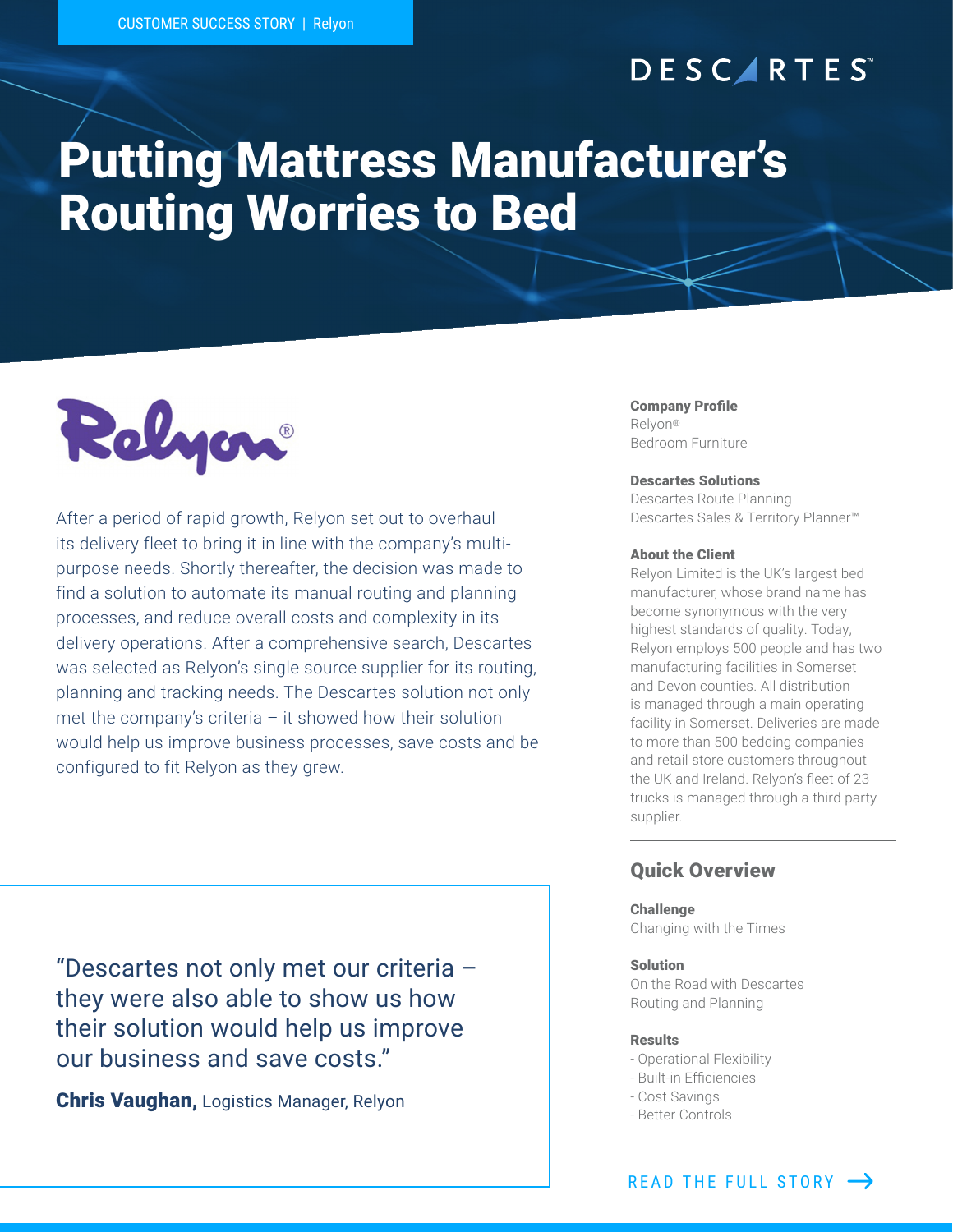CUSTOMER SUCCESS STORY | Relyon

DESCARTES™

# Putting Mattress Manufacturer's Routing Worries to Bed

Relyon®

After a period of rapid growth, Relyon set out to overhaul its delivery fleet to bring it in line with the company's multi-purpose needs. Shortly thereafter, the decision was made to find a solution to automate its manual routing and planning processes, and reduce overall costs and complexity in its delivery operations. After a comprehensive search, Descartes was selected as Relyon's single source supplier for its routing, planning and tracking needs. The Descartes solution not only met the company's criteria – it showed how their solution would help us improve business processes, save costs and be configured to fit Relyon as they grew.

"Descartes not only met our criteria – they were also able to show us how their solution would help us improve our business and save costs."

**Chris Vaughan,** Logistics Manager, Relyon

**Company Profile**
Relyon®
Bedroom Furniture

**Descartes Solutions**
Descartes Route Planning
Descartes Sales & Territory Planner™

**About the Client**
Relyon Limited is the UK's largest bed manufacturer, whose brand name has become synonymous with the very highest standards of quality. Today, Relyon employs 500 people and has two manufacturing facilities in Somerset and Devon counties. All distribution is managed through a main operating facility in Somerset. Deliveries are made to more than 500 bedding companies and retail store customers throughout the UK and Ireland. Relyon's fleet of 23 trucks is managed through a third party supplier.

## Quick Overview

**Challenge**
Changing with the Times

**Solution**
On the Road with Descartes Routing and Planning

**Results**
- Operational Flexibility
- Built-in Efficiencies
- Cost Savings
- Better Controls

READ THE FULL STORY →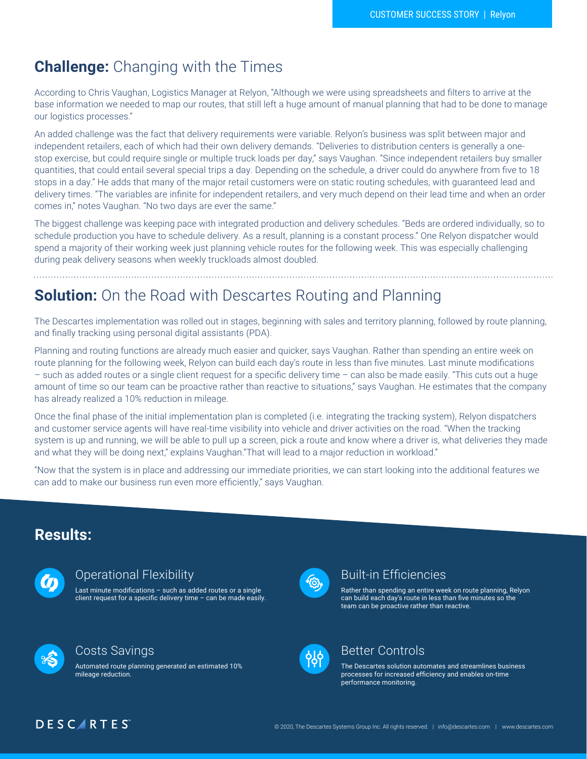## **Challenge:** Changing with the Times

According to Chris Vaughan, Logistics Manager at Relyon, "Although we were using spreadsheets and filters to arrive at the base information we needed to map our routes, that still left a huge amount of manual planning that had to be done to manage our logistics processes."

An added challenge was the fact that delivery requirements were variable. Relyon's business was split between major and independent retailers, each of which had their own delivery demands. "Deliveries to distribution centers is generally a one-stop exercise, but could require single or multiple truck loads per day," says Vaughan. "Since independent retailers buy smaller quantities, that could entail several special trips a day. Depending on the schedule, a driver could do anywhere from five to 18 stops in a day." He adds that many of the major retail customers were on static routing schedules, with guaranteed lead and delivery times. "The variables are infinite for independent retailers, and very much depend on their lead time and when an order comes in," notes Vaughan. "No two days are ever the same."

The biggest challenge was keeping pace with integrated production and delivery schedules. "Beds are ordered individually, so to schedule production you have to schedule delivery. As a result, planning is a constant process." One Relyon dispatcher would spend a majority of their working week just planning vehicle routes for the following week. This was especially challenging during peak delivery seasons when weekly truckloads almost doubled.

## **Solution:** On the Road with Descartes Routing and Planning

The Descartes implementation was rolled out in stages, beginning with sales and territory planning, followed by route planning, and finally tracking using personal digital assistants (PDA).

Planning and routing functions are already much easier and quicker, says Vaughan. Rather than spending an entire week on route planning for the following week, Relyon can build each day's route in less than five minutes. Last minute modifications – such as added routes or a single client request for a specific delivery time – can also be made easily. "This cuts out a huge amount of time so our team can be proactive rather than reactive to situations," says Vaughan. He estimates that the company has already realized a 10% reduction in mileage.

Once the final phase of the initial implementation plan is completed (i.e. integrating the tracking system), Relyon dispatchers and customer service agents will have real-time visibility into vehicle and driver activities on the road. "When the tracking system is up and running, we will be able to pull up a screen, pick a route and know where a driver is, what deliveries they made and what they will be doing next," explains Vaughan."That will lead to a major reduction in workload."

"Now that the system is in place and addressing our immediate priorities, we can start looking into the additional features we can add to make our business run even more efficiently," says Vaughan.

## Results:

### Operational Flexibility

Last minute modifications – such as added routes or a single client request for a specific delivery time – can be made easily.

### Built-in Efficiencies

Rather than spending an entire week on route planning, Relyon can build each day's route in less than five minutes so the team can be proactive rather than reactive.

### Costs Savings

Automated route planning generated an estimated 10% mileage reduction.

### Better Controls

The Descartes solution automates and streamlines business processes for increased efficiency and enables on-time performance monitoring.

DESCARTES

© 2020, The Descartes Systems Group Inc. All rights reserved. | info@descartes.com | www.descartes.com